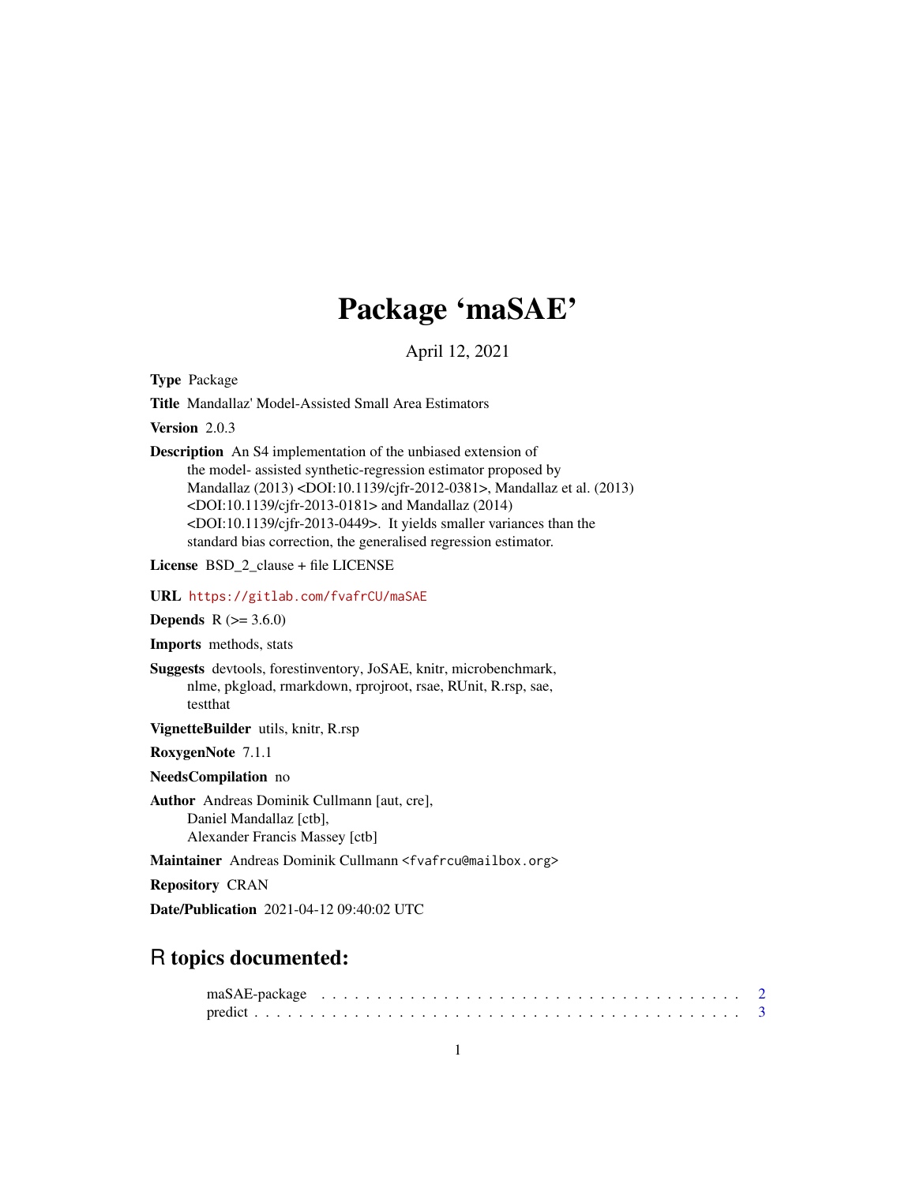# Package 'maSAE'

April 12, 2021

**Type** Package

**Title** Mandallaz' Model-Assisted Small Area Estimators

**Version** 2.0.3

**Description** An S4 implementation of the unbiased extension of the model- assisted synthetic-regression estimator proposed by Mandallaz (2013) <DOI:10.1139/cjfr-2012-0381>, Mandallaz et al. (2013) <DOI:10.1139/cjfr-2013-0181> and Mandallaz (2014) <DOI:10.1139/cjfr-2013-0449>. It yields smaller variances than the standard bias correction, the generalised regression estimator.

**License** BSD_2_clause + file LICENSE

**URL** https://gitlab.com/fvafrCU/maSAE

**Depends** R (>= 3.6.0)

**Imports** methods, stats

**Suggests** devtools, forestinventory, JoSAE, knitr, microbenchmark, nlme, pkgload, rmarkdown, rprojroot, rsae, RUnit, R.rsp, sae, testthat

**VignetteBuilder** utils, knitr, R.rsp

**RoxygenNote** 7.1.1

**NeedsCompilation** no

**Author** Andreas Dominik Cullmann [aut, cre], Daniel Mandallaz [ctb], Alexander Francis Massey [ctb]

**Maintainer** Andreas Dominik Cullmann <fvafrcu@mailbox.org>

**Repository** CRAN

**Date/Publication** 2021-04-12 09:40:02 UTC

## R topics documented:

maSAE-package . . . . . . . . . . . . . . . . . . . . . . . . . . . . . . . . . . . . . . . 2
predict . . . . . . . . . . . . . . . . . . . . . . . . . . . . . . . . . . . . . . . . . . . 3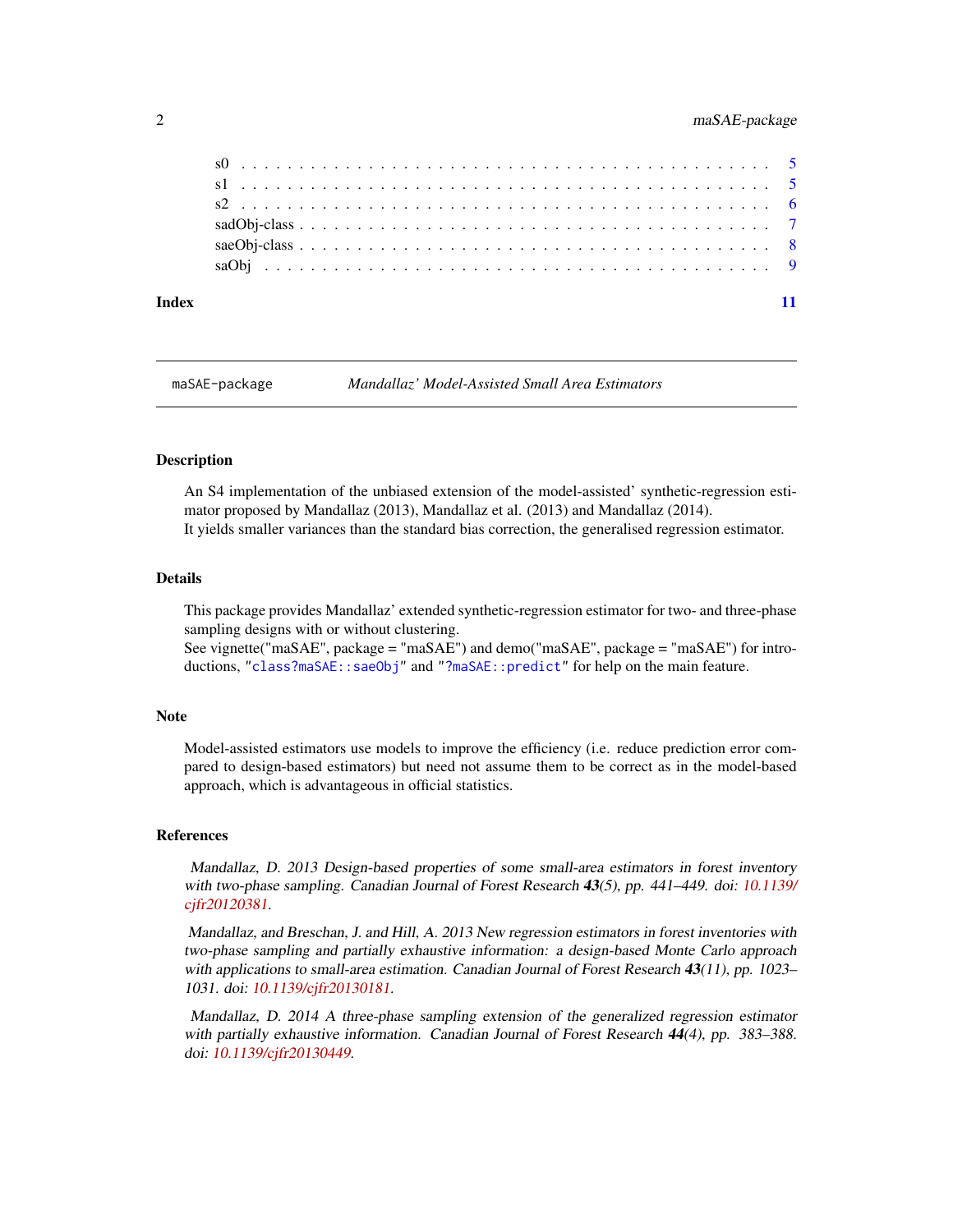s0 . . . . . . . . . . . . . . . . . . . . . . . . . . . . . . . . . . . . . . . . . 5
s1 . . . . . . . . . . . . . . . . . . . . . . . . . . . . . . . . . . . . . . . . . 5
s2 . . . . . . . . . . . . . . . . . . . . . . . . . . . . . . . . . . . . . . . . . 6
sadObj-class . . . . . . . . . . . . . . . . . . . . . . . . . . . . . . . . . . . . 7
saeObj-class . . . . . . . . . . . . . . . . . . . . . . . . . . . . . . . . . . . . 8
saObj . . . . . . . . . . . . . . . . . . . . . . . . . . . . . . . . . . . . . . . 9

**Index** 11

---

`maSAE-package` *Mandallaz' Model-Assisted Small Area Estimators*

---

## Description

An S4 implementation of the unbiased extension of the model-assisted' synthetic-regression estimator proposed by Mandallaz (2013), Mandallaz et al. (2013) and Mandallaz (2014).
It yields smaller variances than the standard bias correction, the generalised regression estimator.

## Details

This package provides Mandallaz' extended synthetic-regression estimator for two- and three-phase sampling designs with or without clustering.
See vignette("maSAE", package = "maSAE") and demo("maSAE", package = "maSAE") for introductions, "`class?maSAE::saeObj`" and "`?maSAE::predict`" for help on the main feature.

## Note

Model-assisted estimators use models to improve the efficiency (i.e. reduce prediction error compared to design-based estimators) but need not assume them to be correct as in the model-based approach, which is advantageous in official statistics.

## References

*Mandallaz, D. 2013 Design-based properties of some small-area estimators in forest inventory with two-phase sampling. Canadian Journal of Forest Research **43**(5), pp. 441–449. doi: 10.1139/cjfr20120381.*

*Mandallaz, and Breschan, J. and Hill, A. 2013 New regression estimators in forest inventories with two-phase sampling and partially exhaustive information: a design-based Monte Carlo approach with applications to small-area estimation. Canadian Journal of Forest Research **43**(11), pp. 1023–1031. doi: 10.1139/cjfr20130181.*

*Mandallaz, D. 2014 A three-phase sampling extension of the generalized regression estimator with partially exhaustive information. Canadian Journal of Forest Research **44**(4), pp. 383–388. doi: 10.1139/cjfr20130449.*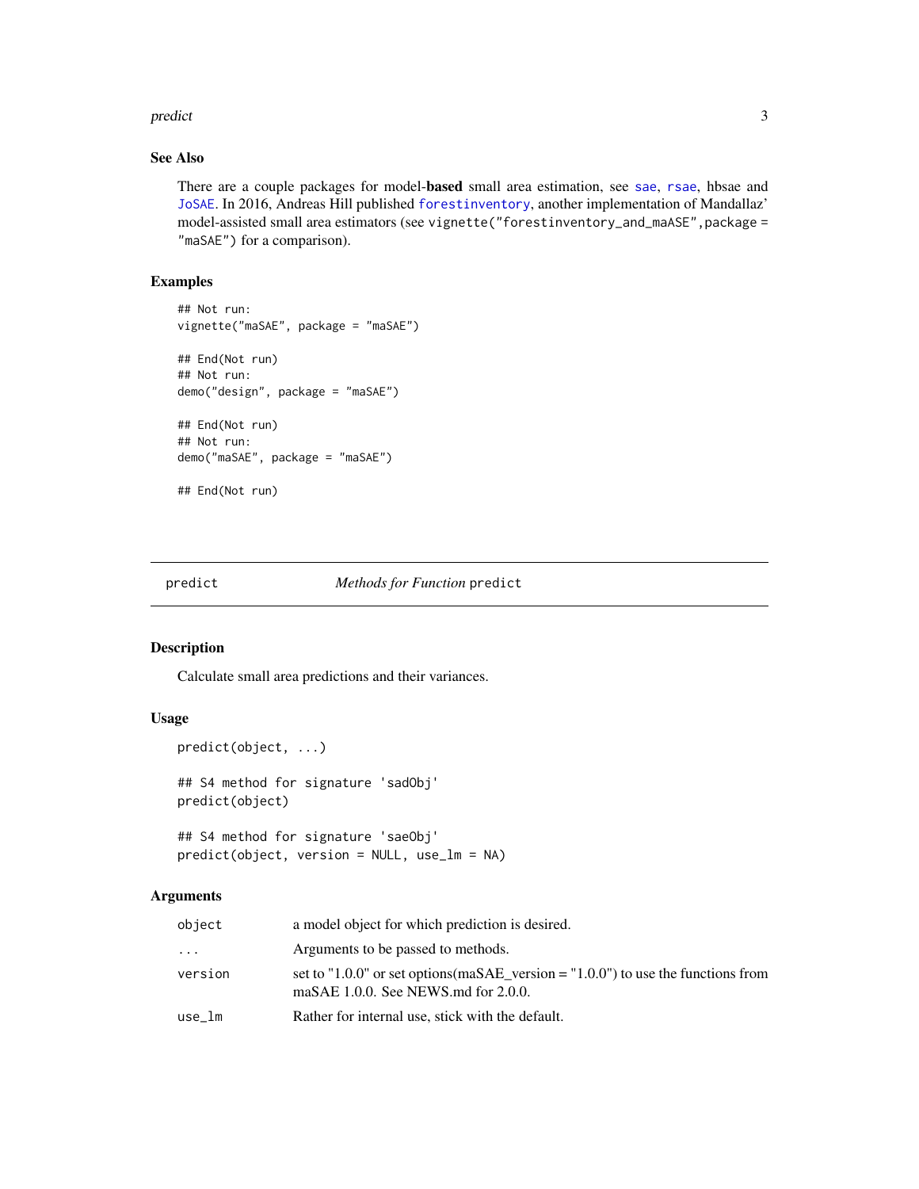### See Also

There are a couple packages for model-**based** small area estimation, see sae, rsae, hbsae and JoSAE. In 2016, Andreas Hill published forestinventory, another implementation of Mandallaz' model-assisted small area estimators (see `vignette("forestinventory_and_maASE",package = "maSAE")` for a comparison).

### Examples

```
## Not run:
vignette("maSAE", package = "maSAE")

## End(Not run)
## Not run:
demo("design", package = "maSAE")

## End(Not run)
## Not run:
demo("maSAE", package = "maSAE")

## End(Not run)
```

---

## predict — *Methods for Function* `predict`

### Description

Calculate small area predictions and their variances.

### Usage

```
predict(object, ...)

## S4 method for signature 'sadObj'
predict(object)

## S4 method for signature 'saeObj'
predict(object, version = NULL, use_lm = NA)
```

### Arguments

| | |
|---|---|
| `object` | a model object for which prediction is desired. |
| `...` | Arguments to be passed to methods. |
| `version` | set to "1.0.0" or set options(maSAE_version = "1.0.0") to use the functions from maSAE 1.0.0. See NEWS.md for 2.0.0. |
| `use_lm` | Rather for internal use, stick with the default. |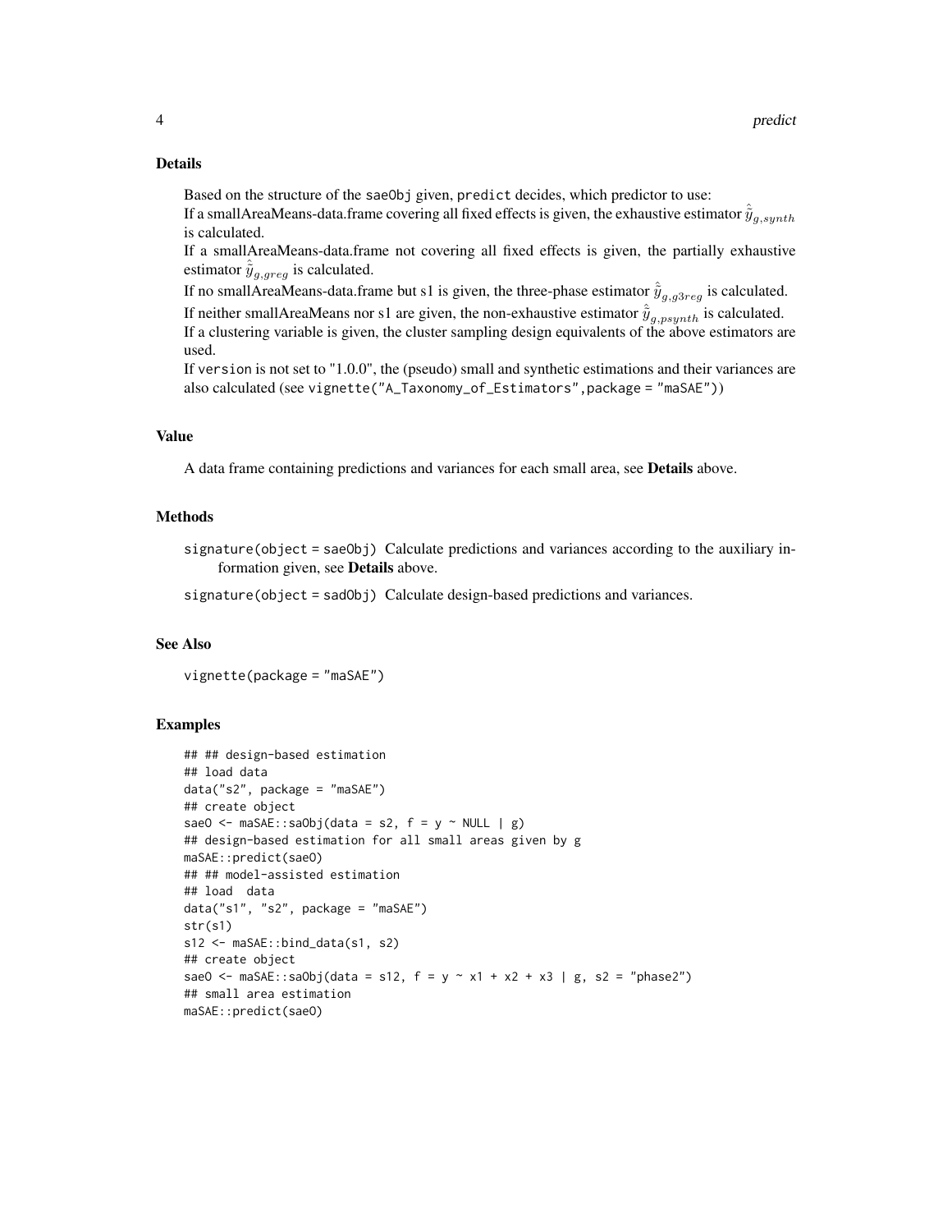### Details

Based on the structure of the `saeObj` given, `predict` decides, which predictor to use:
If a smallAreaMeans-data.frame covering all fixed effects is given, the exhaustive estimator $\hat{\hat{y}}_{g,synth}$ is calculated.
If a smallAreaMeans-data.frame not covering all fixed effects is given, the partially exhaustive estimator $\hat{\hat{y}}_{g,greg}$ is calculated.
If no smallAreaMeans-data.frame but s1 is given, the three-phase estimator $\hat{\tilde{y}}_{g,g3reg}$ is calculated.
If neither smallAreaMeans nor s1 are given, the non-exhaustive estimator $\hat{\tilde{y}}_{g,psynth}$ is calculated.
If a clustering variable is given, the cluster sampling design equivalents of the above estimators are used.
If `version` is not set to "1.0.0", the (pseudo) small and synthetic estimations and their variances are also calculated (see `vignette("A_Taxonomy_of_Estimators",package = "maSAE")`)

### Value

A data frame containing predictions and variances for each small area, see **Details** above.

### Methods

`signature(object = saeObj)` Calculate predictions and variances according to the auxiliary information given, see **Details** above.

`signature(object = sadObj)` Calculate design-based predictions and variances.

### See Also

`vignette(package = "maSAE")`

### Examples

```
## ## design-based estimation
## load data
data("s2", package = "maSAE")
## create object
saeO <- maSAE::saObj(data = s2, f = y ~ NULL | g)
## design-based estimation for all small areas given by g
maSAE::predict(saeO)
## ## model-assisted estimation
## load  data
data("s1", "s2", package = "maSAE")
str(s1)
s12 <- maSAE::bind_data(s1, s2)
## create object
saeO <- maSAE::saObj(data = s12, f = y ~ x1 + x2 + x3 | g, s2 = "phase2")
## small area estimation
maSAE::predict(saeO)
```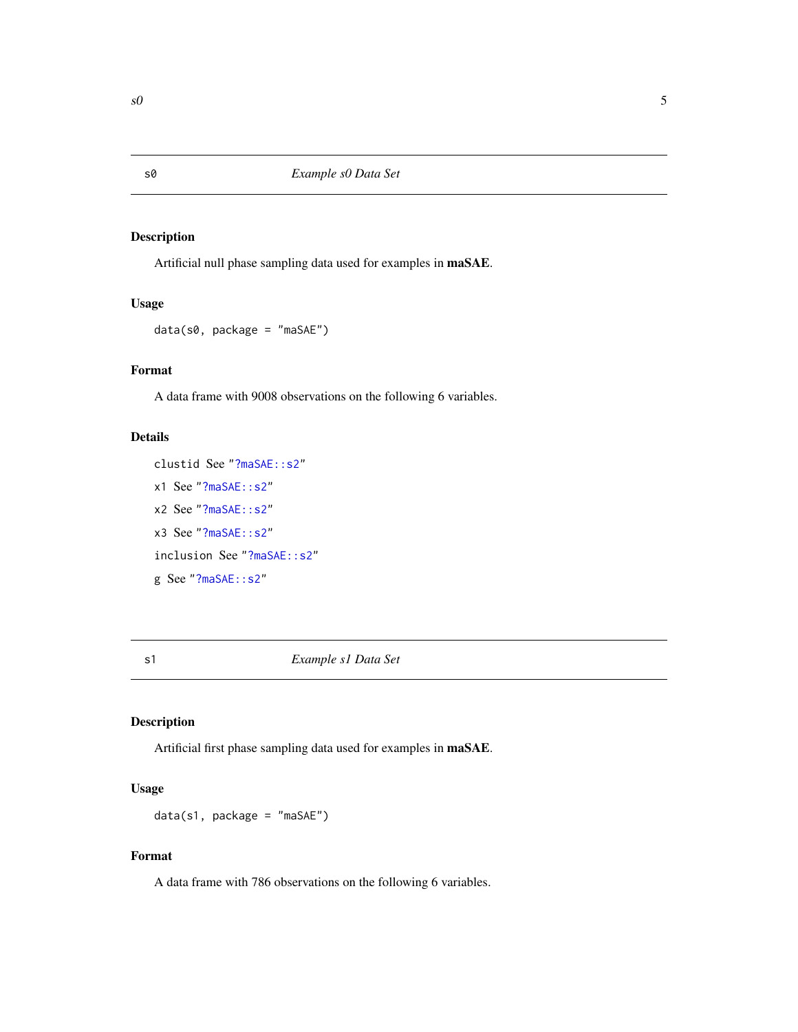## s0 — *Example s0 Data Set*

### Description

Artificial null phase sampling data used for examples in **maSAE**.

### Usage

```
data(s0, package = "maSAE")
```

### Format

A data frame with 9008 observations on the following 6 variables.

### Details

`clustid` See "?maSAE::s2"

`x1` See "?maSAE::s2"

`x2` See "?maSAE::s2"

`x3` See "?maSAE::s2"

`inclusion` See "?maSAE::s2"

`g` See "?maSAE::s2"

## s1 — *Example s1 Data Set*

### Description

Artificial first phase sampling data used for examples in **maSAE**.

### Usage

```
data(s1, package = "maSAE")
```

### Format

A data frame with 786 observations on the following 6 variables.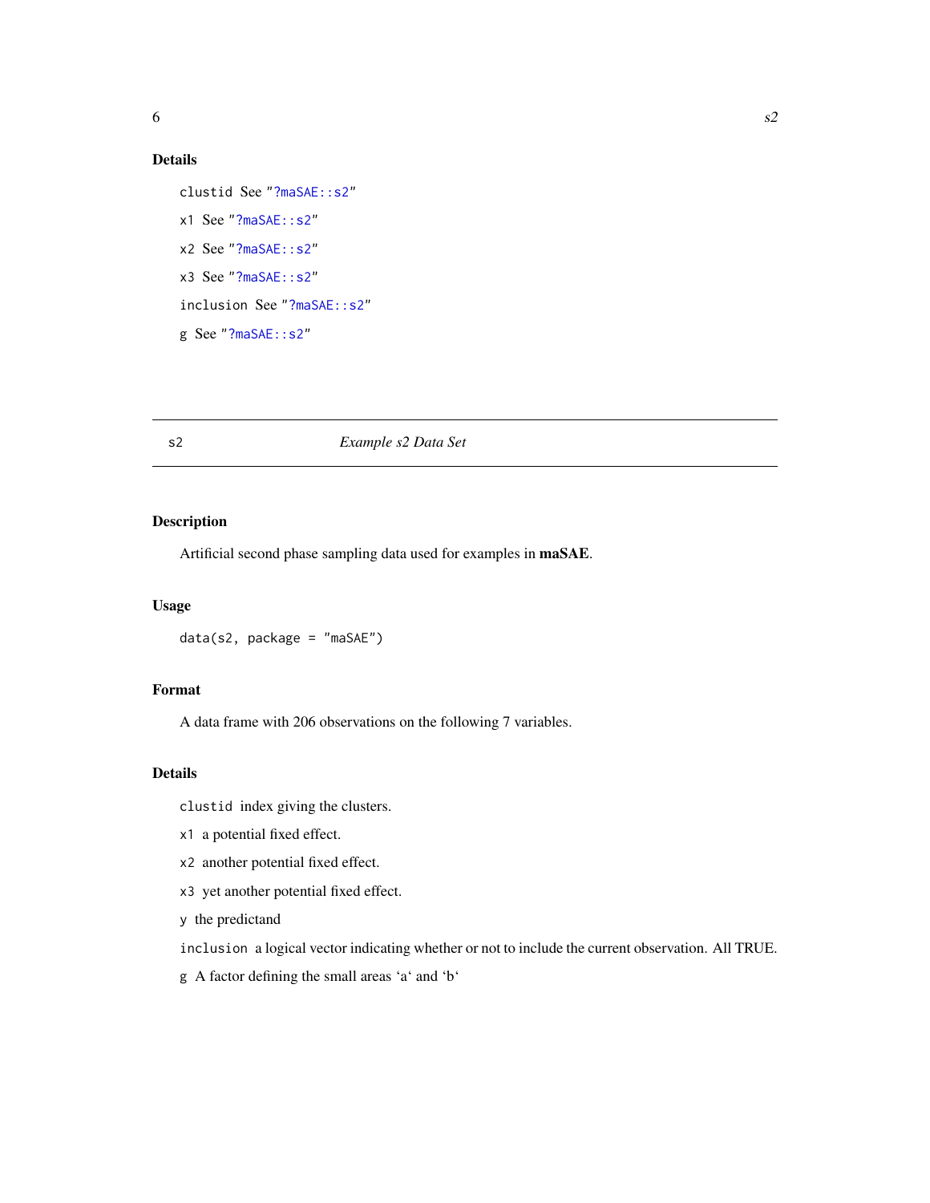## Details

clustid See "?maSAE::s2"

x1 See "?maSAE::s2"

x2 See "?maSAE::s2"

x3 See "?maSAE::s2"

inclusion See "?maSAE::s2"

g See "?maSAE::s2"

---

# s2 *Example s2 Data Set*

## Description

Artificial second phase sampling data used for examples in **maSAE**.

## Usage

```
data(s2, package = "maSAE")
```

## Format

A data frame with 206 observations on the following 7 variables.

## Details

clustid index giving the clusters.

x1 a potential fixed effect.

x2 another potential fixed effect.

x3 yet another potential fixed effect.

y the predictand

inclusion a logical vector indicating whether or not to include the current observation. All TRUE.

g A factor defining the small areas 'a' and 'b'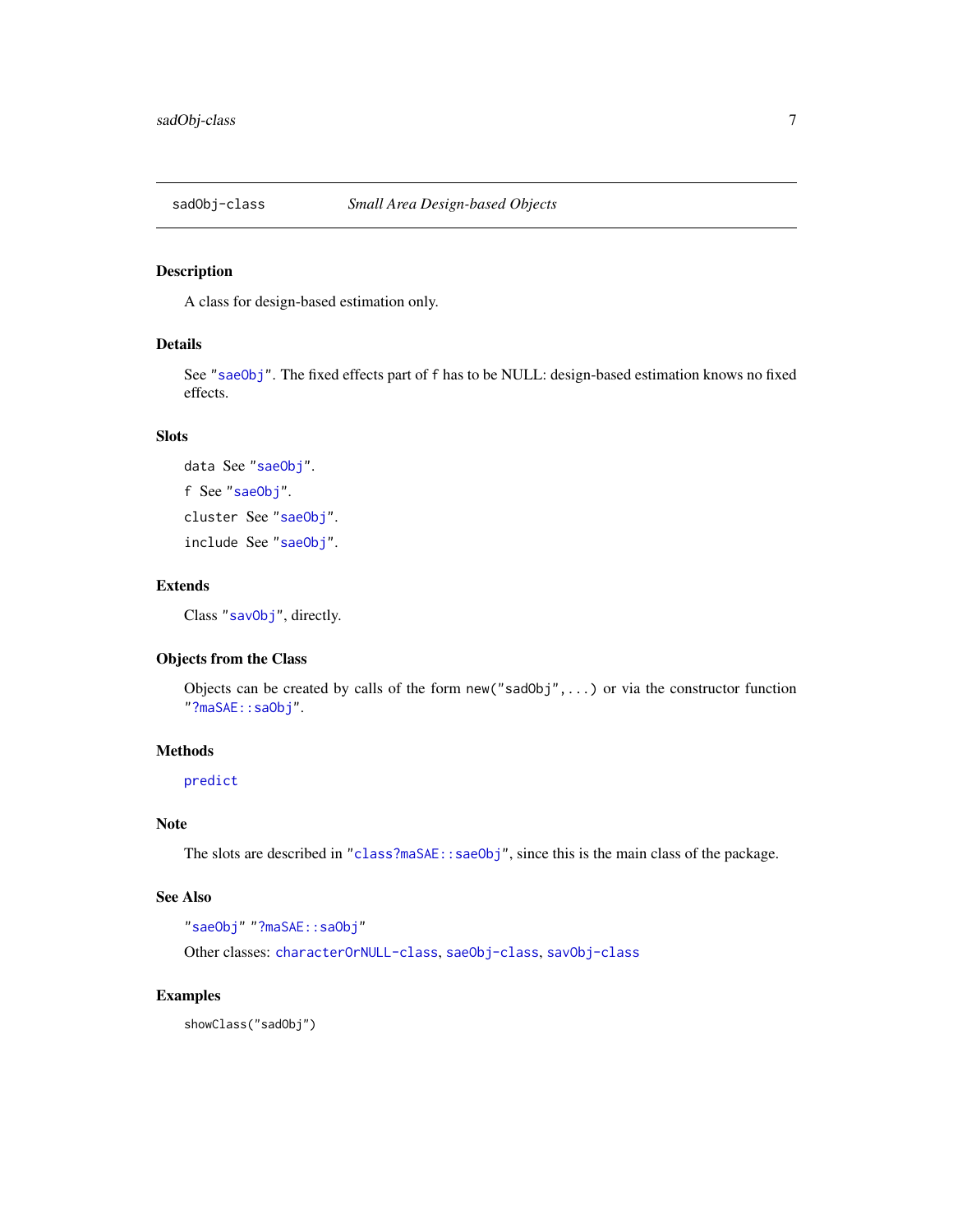## sadObj-class *Small Area Design-based Objects*

### Description

A class for design-based estimation only.

### Details

See "saeObj". The fixed effects part of f has to be NULL: design-based estimation knows no fixed effects.

### Slots

`data` See "saeObj".

`f` See "saeObj".

`cluster` See "saeObj".

`include` See "saeObj".

### Extends

Class "savObj", directly.

### Objects from the Class

Objects can be created by calls of the form `new("sadObj",...)` or via the constructor function "?maSAE::saObj".

### Methods

predict

### Note

The slots are described in "class?maSAE::saeObj", since this is the main class of the package.

### See Also

"saeObj" "?maSAE::saObj"

Other classes: characterOrNULL-class, saeObj-class, savObj-class

### Examples

```
showClass("sadObj")
```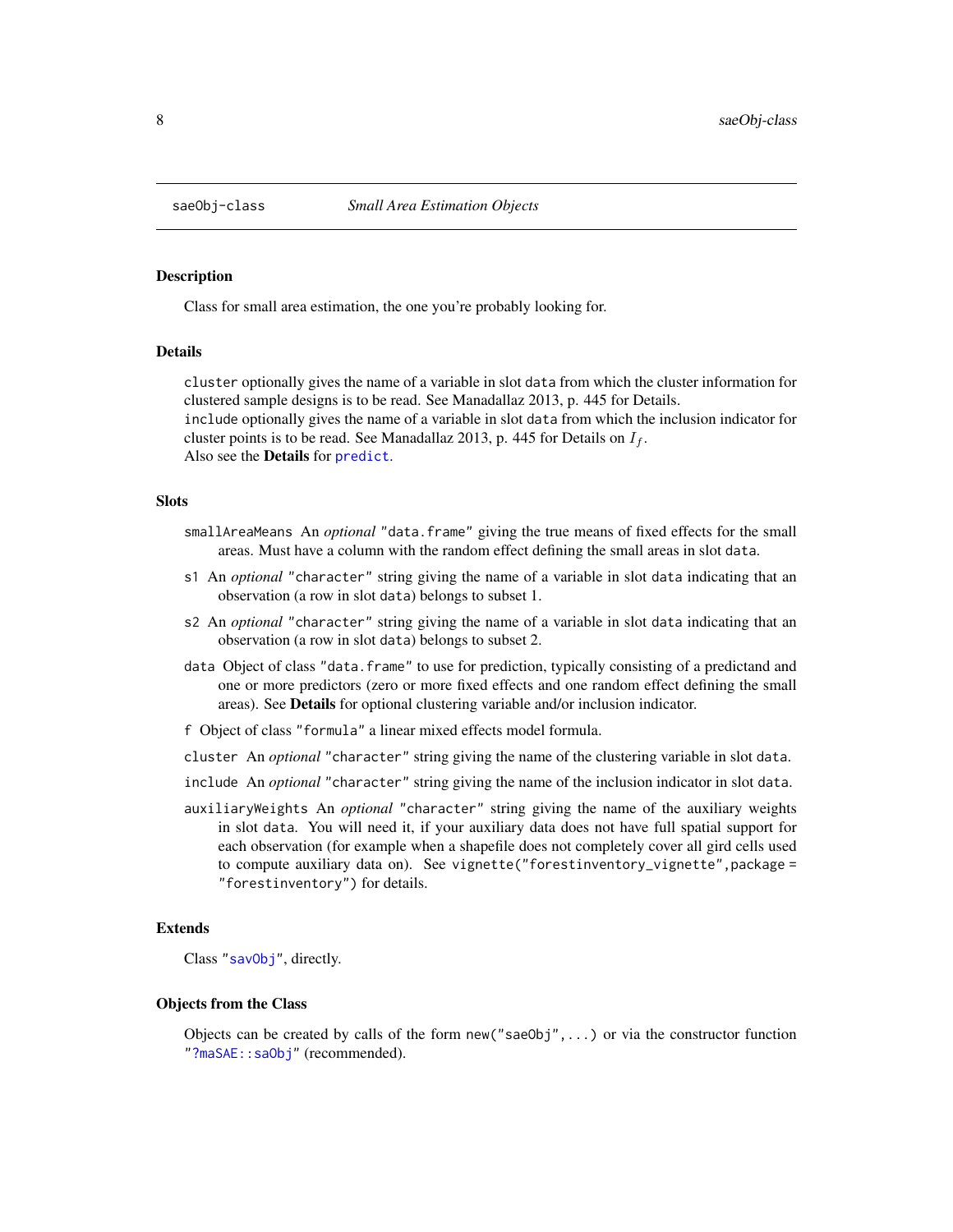## saeObj-class *Small Area Estimation Objects*

### Description

Class for small area estimation, the one you're probably looking for.

### Details

`cluster` optionally gives the name of a variable in slot `data` from which the cluster information for clustered sample designs is to be read. See Manadallaz 2013, p. 445 for Details.
`include` optionally gives the name of a variable in slot `data` from which the inclusion indicator for cluster points is to be read. See Manadallaz 2013, p. 445 for Details on $I_f$.
Also see the **Details** for `predict`.

### Slots

- `smallAreaMeans` An *optional* `"data.frame"` giving the true means of fixed effects for the small areas. Must have a column with the random effect defining the small areas in slot `data`.
- `s1` An *optional* `"character"` string giving the name of a variable in slot `data` indicating that an observation (a row in slot `data`) belongs to subset 1.
- `s2` An *optional* `"character"` string giving the name of a variable in slot `data` indicating that an observation (a row in slot `data`) belongs to subset 2.
- `data` Object of class `"data.frame"` to use for prediction, typically consisting of a predictand and one or more predictors (zero or more fixed effects and one random effect defining the small areas). See **Details** for optional clustering variable and/or inclusion indicator.
- `f` Object of class `"formula"` a linear mixed effects model formula.
- `cluster` An *optional* `"character"` string giving the name of the clustering variable in slot `data`.
- `include` An *optional* `"character"` string giving the name of the inclusion indicator in slot `data`.
- `auxiliaryWeights` An *optional* `"character"` string giving the name of the auxiliary weights in slot `data`. You will need it, if your auxiliary data does not have full spatial support for each observation (for example when a shapefile does not completely cover all gird cells used to compute auxiliary data on). See `vignette("forestinventory_vignette",package = "forestinventory")` for details.

### Extends

Class `"savObj"`, directly.

### Objects from the Class

Objects can be created by calls of the form `new("saeObj",...)` or via the constructor function `"?maSAE::saObj"` (recommended).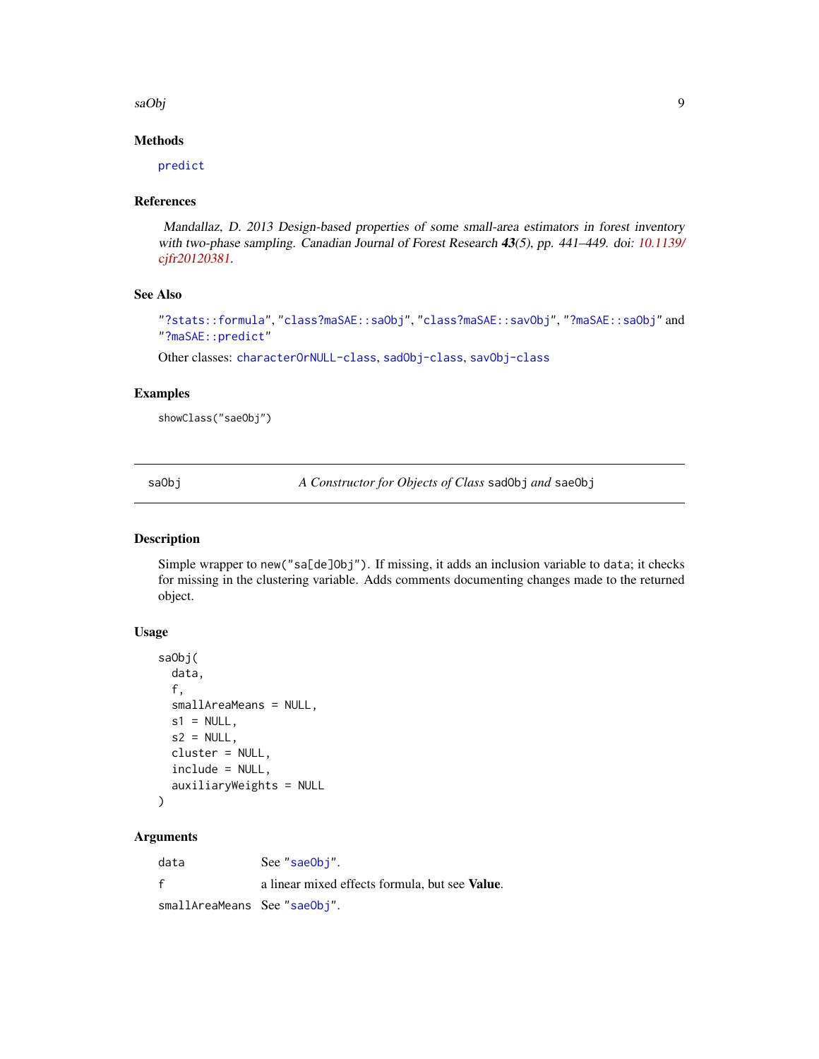### Methods

predict

### References

*Mandallaz, D. 2013 Design-based properties of some small-area estimators in forest inventory with two-phase sampling. Canadian Journal of Forest Research* ***43****(5), pp. 441–449. doi: 10.1139/cjfr20120381.*

### See Also

"?stats::formula", "class?maSAE::saObj", "class?maSAE::savObj", "?maSAE::saObj" and "?maSAE::predict"

Other classes: characterOrNULL-class, sadObj-class, savObj-class

### Examples

```
showClass("saeObj")
```

---

## saObj — *A Constructor for Objects of Class* `sadObj` *and* `saeObj`

### Description

Simple wrapper to `new("sa[de]Obj")`. If missing, it adds an inclusion variable to `data`; it checks for missing in the clustering variable. Adds comments documenting changes made to the returned object.

### Usage

```
saObj(
  data,
  f,
  smallAreaMeans = NULL,
  s1 = NULL,
  s2 = NULL,
  cluster = NULL,
  include = NULL,
  auxiliaryWeights = NULL
)
```

### Arguments

| | |
|---|---|
| `data` | See "saeObj". |
| `f` | a linear mixed effects formula, but see **Value**. |
| `smallAreaMeans` | See "saeObj". |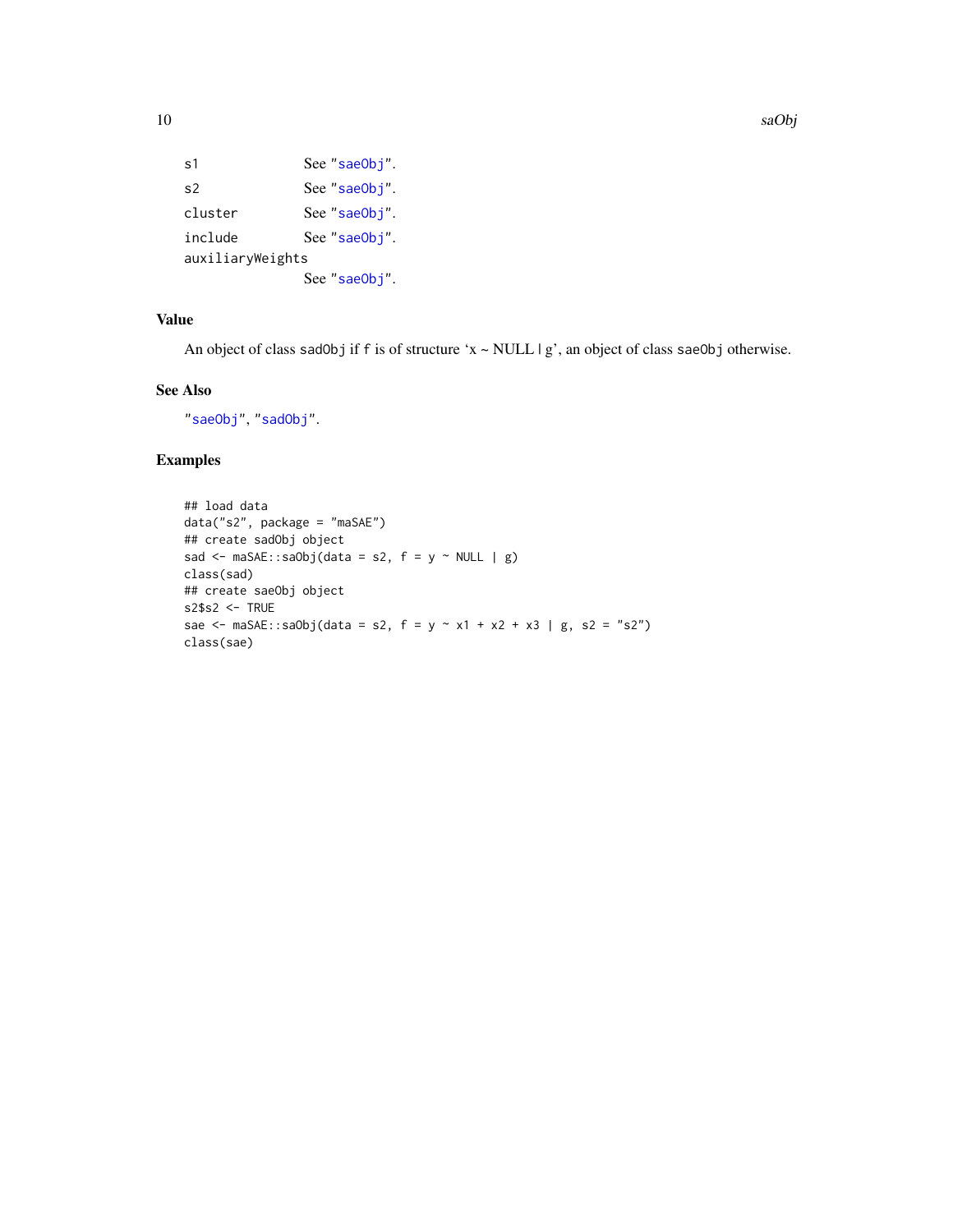| | |
|---|---|
| `s1` | See "saeObj". |
| `s2` | See "saeObj". |
| `cluster` | See "saeObj". |
| `include` | See "saeObj". |
| `auxiliaryWeights` | See "saeObj". |

## Value

An object of class `sadObj` if `f` is of structure 'x ~ NULL | g', an object of class `saeObj` otherwise.

## See Also

"saeObj", "sadObj".

## Examples

```
## load data
data("s2", package = "maSAE")
## create sadObj object
sad <- maSAE::saObj(data = s2, f = y ~ NULL | g)
class(sad)
## create saeObj object
s2$s2 <- TRUE
sae <- maSAE::saObj(data = s2, f = y ~ x1 + x2 + x3 | g, s2 = "s2")
class(sae)
```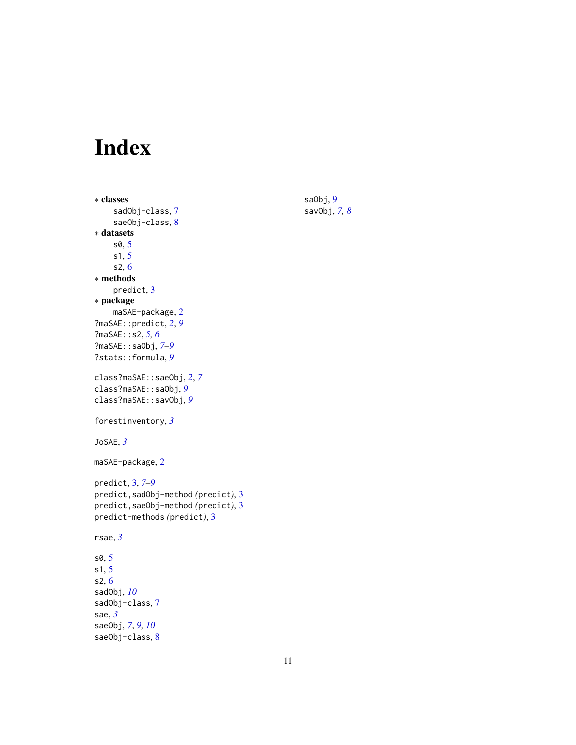# Index

∗ **classes**
  sadObj-class, 7
  saeObj-class, 8
∗ **datasets**
  s0, 5
  s1, 5
  s2, 6
∗ **methods**
  predict, 3
∗ **package**
  maSAE-package, 2
?maSAE::predict, *2*, *9*
?maSAE::s2, *5, 6*
?maSAE::saObj, *7–9*
?stats::formula, *9*

class?maSAE::saeObj, *2*, *7*
class?maSAE::saObj, *9*
class?maSAE::savObj, *9*

forestinventory, *3*

JoSAE, *3*

maSAE-package, 2

predict, 3, *7–9*
predict,sadObj-method *(*predict*)*, 3
predict,saeObj-method *(*predict*)*, 3
predict-methods *(*predict*)*, 3

rsae, *3*

s0, 5
s1, 5
s2, 6
sadObj, *10*
sadObj-class, 7
sae, *3*
saeObj, *7*, *9*, *10*
saeObj-class, 8
saObj, 9
savObj, *7*, *8*